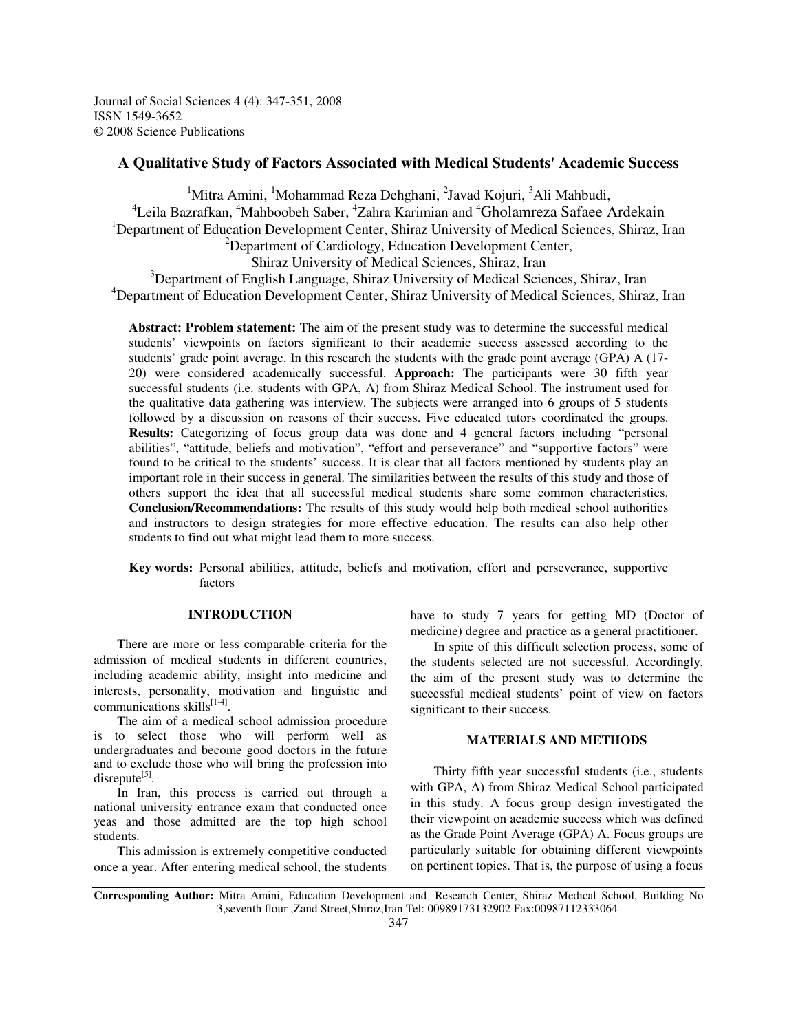Journal of Social Sciences 4 (4): 347-351, 2008
ISSN 1549-3652
© 2008 Science Publications

# A Qualitative Study of Factors Associated with Medical Students' Academic Success

[1]Mitra Amini, [1]Mohammad Reza Dehghani, [2]Javad Kojuri, [3]Ali Mahbudi, [4]Leila Bazrafkan, [4]Mahboobeh Saber, [4]Zahra Karimian and [4]Gholamreza Safaee Ardekain

[1]Department of Education Development Center, Shiraz University of Medical Sciences, Shiraz, Iran
[2]Department of Cardiology, Education Development Center, Shiraz University of Medical Sciences, Shiraz, Iran
[3]Department of English Language, Shiraz University of Medical Sciences, Shiraz, Iran
[4]Department of Education Development Center, Shiraz University of Medical Sciences, Shiraz, Iran

**Abstract: Problem statement:** The aim of the present study was to determine the successful medical students' viewpoints on factors significant to their academic success assessed according to the students' grade point average. In this research the students with the grade point average (GPA) A (17-20) were considered academically successful. **Approach:** The participants were 30 fifth year successful students (i.e. students with GPA, A) from Shiraz Medical School. The instrument used for the qualitative data gathering was interview. The subjects were arranged into 6 groups of 5 students followed by a discussion on reasons of their success. Five educated tutors coordinated the groups. **Results:** Categorizing of focus group data was done and 4 general factors including "personal abilities", "attitude, beliefs and motivation", "effort and perseverance" and "supportive factors" were found to be critical to the students' success. It is clear that all factors mentioned by students play an important role in their success in general. The similarities between the results of this study and those of others support the idea that all successful medical students share some common characteristics. **Conclusion/Recommendations:** The results of this study would help both medical school authorities and instructors to design strategies for more effective education. The results can also help other students to find out what might lead them to more success.

**Key words:** Personal abilities, attitude, beliefs and motivation, effort and perseverance, supportive factors

## INTRODUCTION

There are more or less comparable criteria for the admission of medical students in different countries, including academic ability, insight into medicine and interests, personality, motivation and linguistic and communications skills[1-4].

The aim of a medical school admission procedure is to select those who will perform well as undergraduates and become good doctors in the future and to exclude those who will bring the profession into disrepute[5].

In Iran, this process is carried out through a national university entrance exam that conducted once yeas and those admitted are the top high school students.

This admission is extremely competitive conducted once a year. After entering medical school, the students have to study 7 years for getting MD (Doctor of medicine) degree and practice as a general practitioner.

In spite of this difficult selection process, some of the students selected are not successful. Accordingly, the aim of the present study was to determine the successful medical students' point of view on factors significant to their success.

## MATERIALS AND METHODS

Thirty fifth year successful students (i.e., students with GPA, A) from Shiraz Medical School participated in this study. A focus group design investigated the their viewpoint on academic success which was defined as the Grade Point Average (GPA) A. Focus groups are particularly suitable for obtaining different viewpoints on pertinent topics. That is, the purpose of using a focus

**Corresponding Author:** Mitra Amini, Education Development and Research Center, Shiraz Medical School, Building No 3,seventh flour ,Zand Street,Shiraz,Iran Tel: 00989173132902 Fax:00987112333064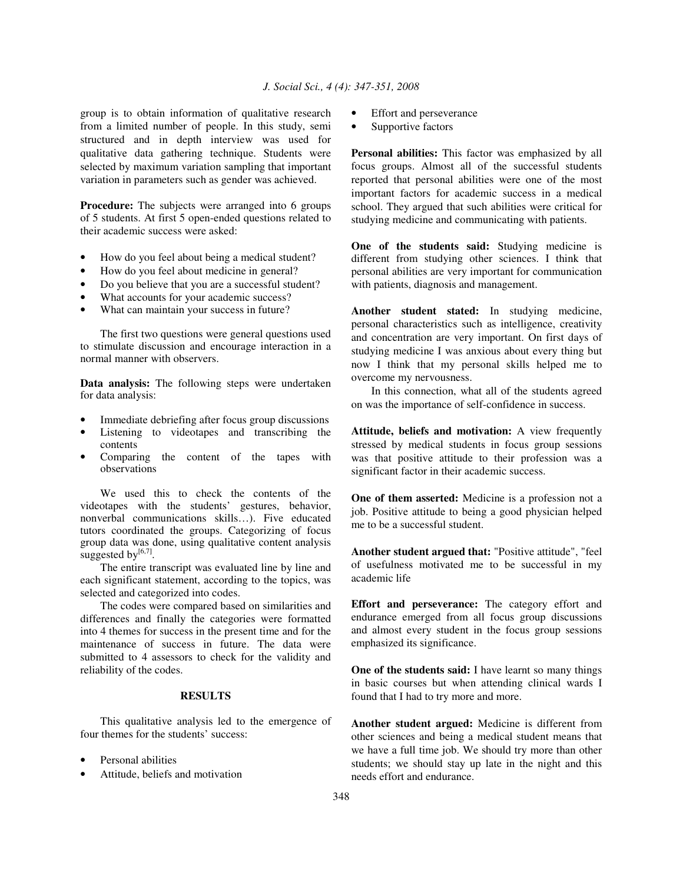group is to obtain information of qualitative research from a limited number of people. In this study, semi structured and in depth interview was used for qualitative data gathering technique. Students were selected by maximum variation sampling that important variation in parameters such as gender was achieved.

**Procedure:** The subjects were arranged into 6 groups of 5 students. At first 5 open-ended questions related to their academic success were asked:

- How do you feel about being a medical student?
- How do you feel about medicine in general?
- Do you believe that you are a successful student?
- What accounts for your academic success?
- What can maintain your success in future?

The first two questions were general questions used to stimulate discussion and encourage interaction in a normal manner with observers.

**Data analysis:** The following steps were undertaken for data analysis:

- Immediate debriefing after focus group discussions
- Listening to videotapes and transcribing the contents
- Comparing the content of the tapes with observations

We used this to check the contents of the videotapes with the students' gestures, behavior, nonverbal communications skills…). Five educated tutors coordinated the groups. Categorizing of focus group data was done, using qualitative content analysis suggested by[6,7].

The entire transcript was evaluated line by line and each significant statement, according to the topics, was selected and categorized into codes.

The codes were compared based on similarities and differences and finally the categories were formatted into 4 themes for success in the present time and for the maintenance of success in future. The data were submitted to 4 assessors to check for the validity and reliability of the codes.

## RESULTS

This qualitative analysis led to the emergence of four themes for the students' success:

- Personal abilities
- Attitude, beliefs and motivation
- Effort and perseverance
- Supportive factors

**Personal abilities:** This factor was emphasized by all focus groups. Almost all of the successful students reported that personal abilities were one of the most important factors for academic success in a medical school. They argued that such abilities were critical for studying medicine and communicating with patients.

**One of the students said:** Studying medicine is different from studying other sciences. I think that personal abilities are very important for communication with patients, diagnosis and management.

**Another student stated:** In studying medicine, personal characteristics such as intelligence, creativity and concentration are very important. On first days of studying medicine I was anxious about every thing but now I think that my personal skills helped me to overcome my nervousness.

In this connection, what all of the students agreed on was the importance of self-confidence in success.

**Attitude, beliefs and motivation:** A view frequently stressed by medical students in focus group sessions was that positive attitude to their profession was a significant factor in their academic success.

**One of them asserted:** Medicine is a profession not a job. Positive attitude to being a good physician helped me to be a successful student.

**Another student argued that:** "Positive attitude", "feel of usefulness motivated me to be successful in my academic life

**Effort and perseverance:** The category effort and endurance emerged from all focus group discussions and almost every student in the focus group sessions emphasized its significance.

**One of the students said:** I have learnt so many things in basic courses but when attending clinical wards I found that I had to try more and more.

**Another student argued:** Medicine is different from other sciences and being a medical student means that we have a full time job. We should try more than other students; we should stay up late in the night and this needs effort and endurance.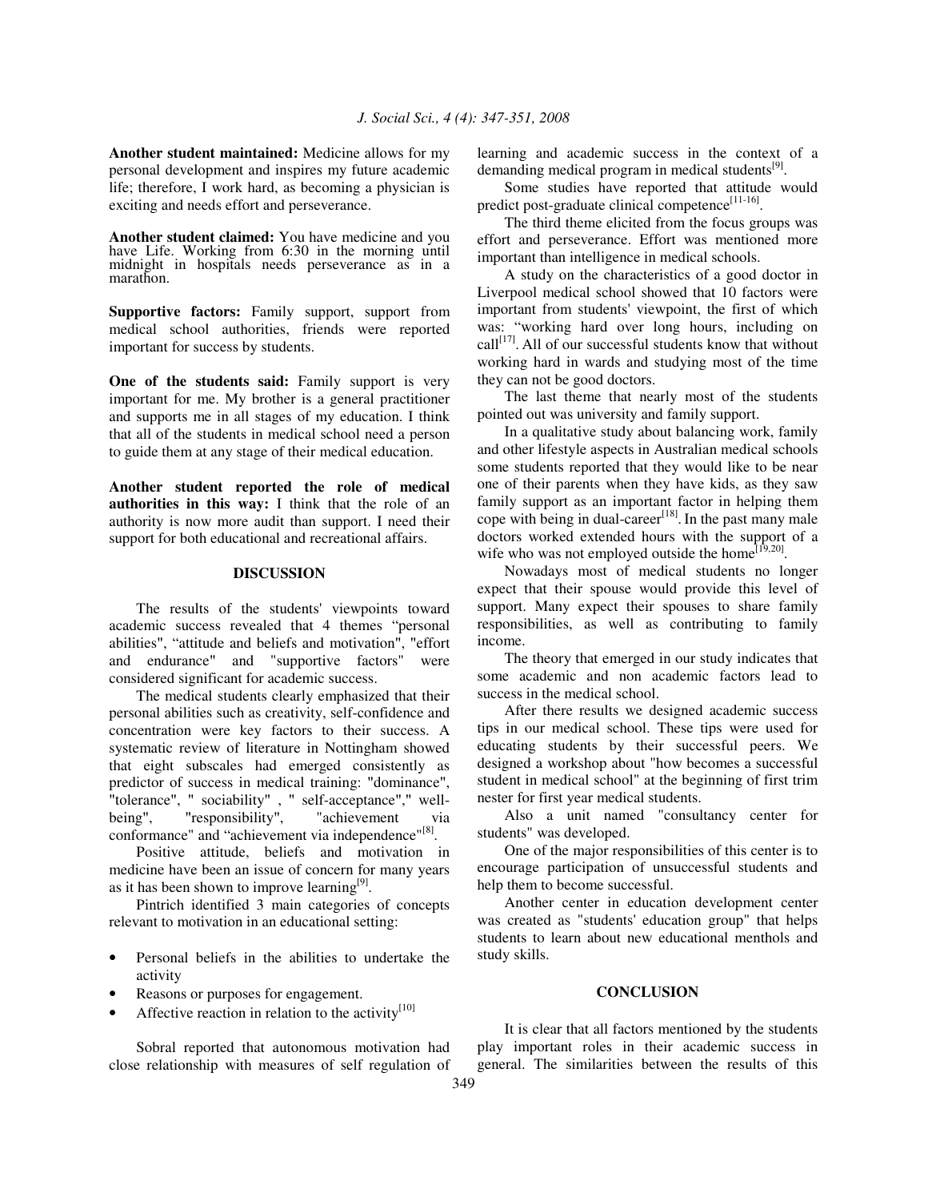**Another student maintained:** Medicine allows for my personal development and inspires my future academic life; therefore, I work hard, as becoming a physician is exciting and needs effort and perseverance.

**Another student claimed:** You have medicine and you have Life. Working from 6:30 in the morning until midnight in hospitals needs perseverance as in a marathon.

**Supportive factors:** Family support, support from medical school authorities, friends were reported important for success by students.

**One of the students said:** Family support is very important for me. My brother is a general practitioner and supports me in all stages of my education. I think that all of the students in medical school need a person to guide them at any stage of their medical education.

**Another student reported the role of medical authorities in this way:** I think that the role of an authority is now more audit than support. I need their support for both educational and recreational affairs.

## DISCUSSION

The results of the students' viewpoints toward academic success revealed that 4 themes "personal abilities", "attitude and beliefs and motivation", "effort and endurance" and "supportive factors" were considered significant for academic success.

The medical students clearly emphasized that their personal abilities such as creativity, self-confidence and concentration were key factors to their success. A systematic review of literature in Nottingham showed that eight subscales had emerged consistently as predictor of success in medical training: "dominance", "tolerance", " sociability" , " self-acceptance"," well-being", "responsibility", "achievement via conformance" and "achievement via independence"[8].

Positive attitude, beliefs and motivation in medicine have been an issue of concern for many years as it has been shown to improve learning[9].

Pintrich identified 3 main categories of concepts relevant to motivation in an educational setting:

- Personal beliefs in the abilities to undertake the activity
- Reasons or purposes for engagement.
- Affective reaction in relation to the activity[10]

Sobral reported that autonomous motivation had close relationship with measures of self regulation of learning and academic success in the context of a demanding medical program in medical students[9].

Some studies have reported that attitude would predict post-graduate clinical competence[11-16].

The third theme elicited from the focus groups was effort and perseverance. Effort was mentioned more important than intelligence in medical schools.

A study on the characteristics of a good doctor in Liverpool medical school showed that 10 factors were important from students' viewpoint, the first of which was: "working hard over long hours, including on call[17]. All of our successful students know that without working hard in wards and studying most of the time they can not be good doctors.

The last theme that nearly most of the students pointed out was university and family support.

In a qualitative study about balancing work, family and other lifestyle aspects in Australian medical schools some students reported that they would like to be near one of their parents when they have kids, as they saw family support as an important factor in helping them cope with being in dual-career[18]. In the past many male doctors worked extended hours with the support of a wife who was not employed outside the home[19,20].

Nowadays most of medical students no longer expect that their spouse would provide this level of support. Many expect their spouses to share family responsibilities, as well as contributing to family income.

The theory that emerged in our study indicates that some academic and non academic factors lead to success in the medical school.

After there results we designed academic success tips in our medical school. These tips were used for educating students by their successful peers. We designed a workshop about "how becomes a successful student in medical school" at the beginning of first trim nester for first year medical students.

Also a unit named "consultancy center for students" was developed.

One of the major responsibilities of this center is to encourage participation of unsuccessful students and help them to become successful.

Another center in education development center was created as "students' education group" that helps students to learn about new educational menthols and study skills.

## CONCLUSION

It is clear that all factors mentioned by the students play important roles in their academic success in general. The similarities between the results of this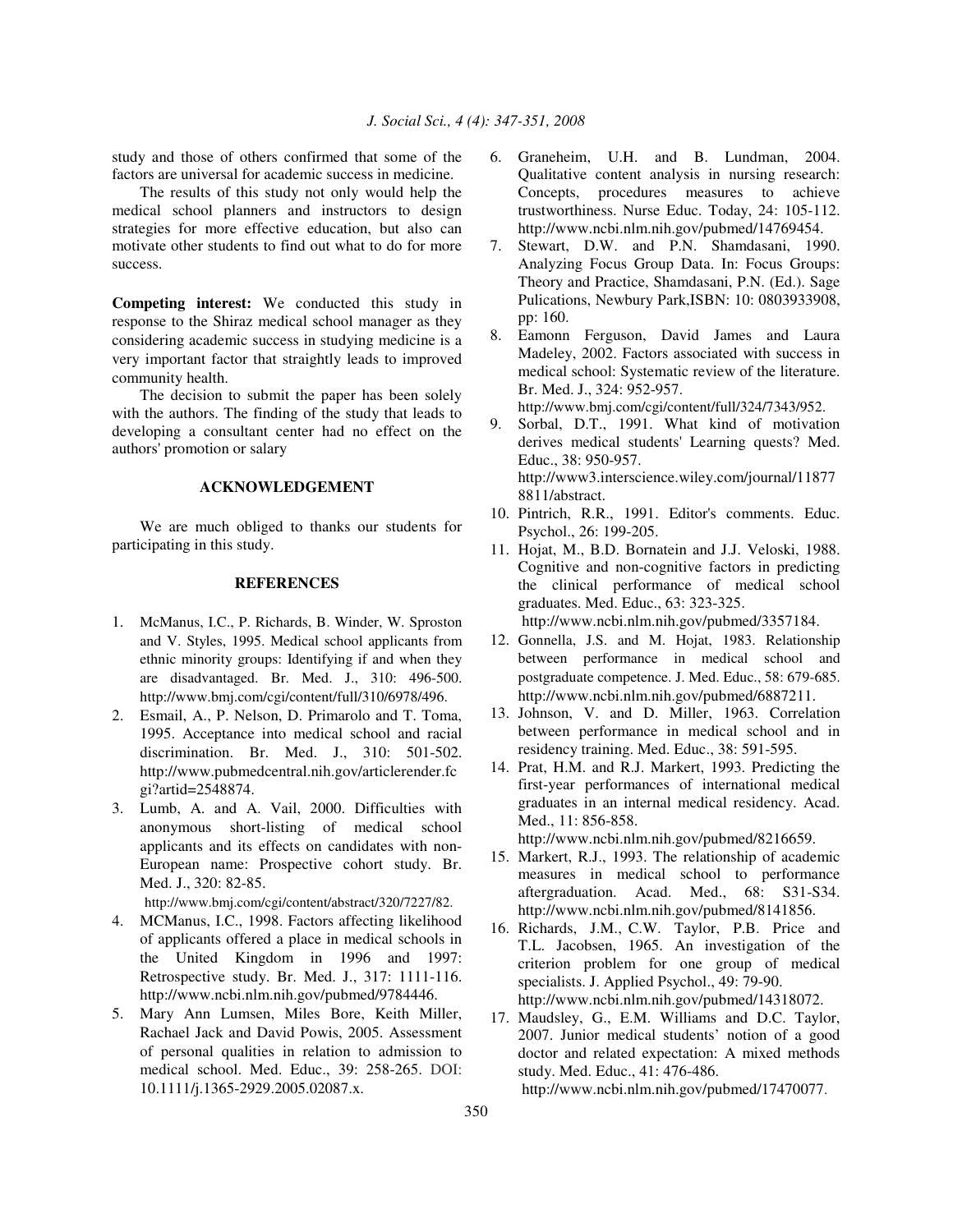study and those of others confirmed that some of the factors are universal for academic success in medicine.

The results of this study not only would help the medical school planners and instructors to design strategies for more effective education, but also can motivate other students to find out what to do for more success.

**Competing interest:** We conducted this study in response to the Shiraz medical school manager as they considering academic success in studying medicine is a very important factor that straightly leads to improved community health.

The decision to submit the paper has been solely with the authors. The finding of the study that leads to developing a consultant center had no effect on the authors' promotion or salary

## ACKNOWLEDGEMENT

We are much obliged to thanks our students for participating in this study.

## REFERENCES

1. McManus, I.C., P. Richards, B. Winder, W. Sproston and V. Styles, 1995. Medical school applicants from ethnic minority groups: Identifying if and when they are disadvantaged. Br. Med. J., 310: 496-500. http://www.bmj.com/cgi/content/full/310/6978/496.
2. Esmail, A., P. Nelson, D. Primarolo and T. Toma, 1995. Acceptance into medical school and racial discrimination. Br. Med. J., 310: 501-502. http://www.pubmedcentral.nih.gov/articlerender.fcgi?artid=2548874.
3. Lumb, A. and A. Vail, 2000. Difficulties with anonymous short-listing of medical school applicants and its effects on candidates with non-European name: Prospective cohort study. Br. Med. J., 320: 82-85. http://www.bmj.com/cgi/content/abstract/320/7227/82.
4. MCManus, I.C., 1998. Factors affecting likelihood of applicants offered a place in medical schools in the United Kingdom in 1996 and 1997: Retrospective study. Br. Med. J., 317: 1111-116. http://www.ncbi.nlm.nih.gov/pubmed/9784446.
5. Mary Ann Lumsen, Miles Bore, Keith Miller, Rachael Jack and David Powis, 2005. Assessment of personal qualities in relation to admission to medical school. Med. Educ., 39: 258-265. DOI: 10.1111/j.1365-2929.2005.02087.x.
6. Graneheim, U.H. and B. Lundman, 2004. Qualitative content analysis in nursing research: Concepts, procedures measures to achieve trustworthiness. Nurse Educ. Today, 24: 105-112. http://www.ncbi.nlm.nih.gov/pubmed/14769454.
7. Stewart, D.W. and P.N. Shamdasani, 1990. Analyzing Focus Group Data. In: Focus Groups: Theory and Practice, Shamdasani, P.N. (Ed.). Sage Pulications, Newbury Park,ISBN: 10: 0803933908, pp: 160.
8. Eamonn Ferguson, David James and Laura Madeley, 2002. Factors associated with success in medical school: Systematic review of the literature. Br. Med. J., 324: 952-957. http://www.bmj.com/cgi/content/full/324/7343/952.
9. Sorbal, D.T., 1991. What kind of motivation derives medical students' Learning quests? Med. Educ., 38: 950-957. http://www3.interscience.wiley.com/journal/118778811/abstract.
10. Pintrich, R.R., 1991. Editor's comments. Educ. Psychol., 26: 199-205.
11. Hojat, M., B.D. Bornatein and J.J. Veloski, 1988. Cognitive and non-cognitive factors in predicting the clinical performance of medical school graduates. Med. Educ., 63: 323-325. http://www.ncbi.nlm.nih.gov/pubmed/3357184.
12. Gonnella, J.S. and M. Hojat, 1983. Relationship between performance in medical school and postgraduate competence. J. Med. Educ., 58: 679-685. http://www.ncbi.nlm.nih.gov/pubmed/6887211.
13. Johnson, V. and D. Miller, 1963. Correlation between performance in medical school and in residency training. Med. Educ., 38: 591-595.
14. Prat, H.M. and R.J. Markert, 1993. Predicting the first-year performances of international medical graduates in an internal medical residency. Acad. Med., 11: 856-858. http://www.ncbi.nlm.nih.gov/pubmed/8216659.
15. Markert, R.J., 1993. The relationship of academic measures in medical school to performance aftergraduation. Acad. Med., 68: S31-S34. http://www.ncbi.nlm.nih.gov/pubmed/8141856.
16. Richards, J.M., C.W. Taylor, P.B. Price and T.L. Jacobsen, 1965. An investigation of the criterion problem for one group of medical specialists. J. Applied Psychol., 49: 79-90. http://www.ncbi.nlm.nih.gov/pubmed/14318072.
17. Maudsley, G., E.M. Williams and D.C. Taylor, 2007. Junior medical students' notion of a good doctor and related expectation: A mixed methods study. Med. Educ., 41: 476-486. http://www.ncbi.nlm.nih.gov/pubmed/17470077.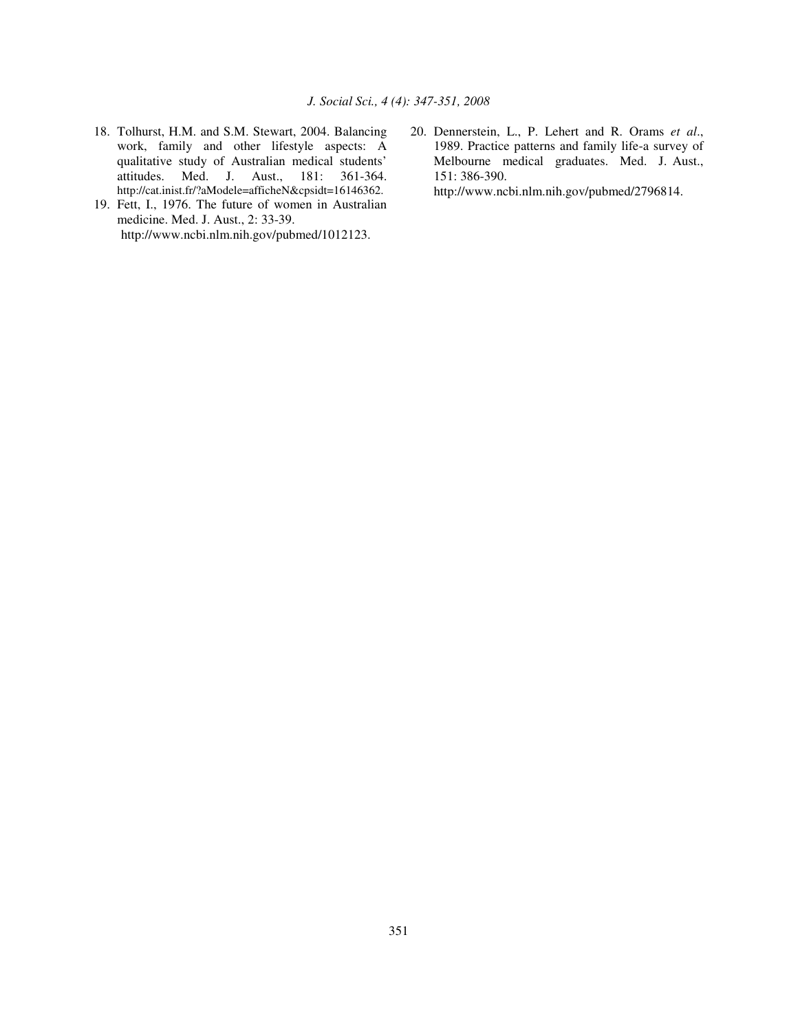18. Tolhurst, H.M. and S.M. Stewart, 2004. Balancing work, family and other lifestyle aspects: A qualitative study of Australian medical students' attitudes. Med. J. Aust., 181: 361-364. http://cat.inist.fr/?aModele=afficheN&cpsidt=16146362.
19. Fett, I., 1976. The future of women in Australian medicine. Med. J. Aust., 2: 33-39. http://www.ncbi.nlm.nih.gov/pubmed/1012123.
20. Dennerstein, L., P. Lehert and R. Orams *et al*., 1989. Practice patterns and family life-a survey of Melbourne medical graduates. Med. J. Aust., 151: 386-390. http://www.ncbi.nlm.nih.gov/pubmed/2796814.